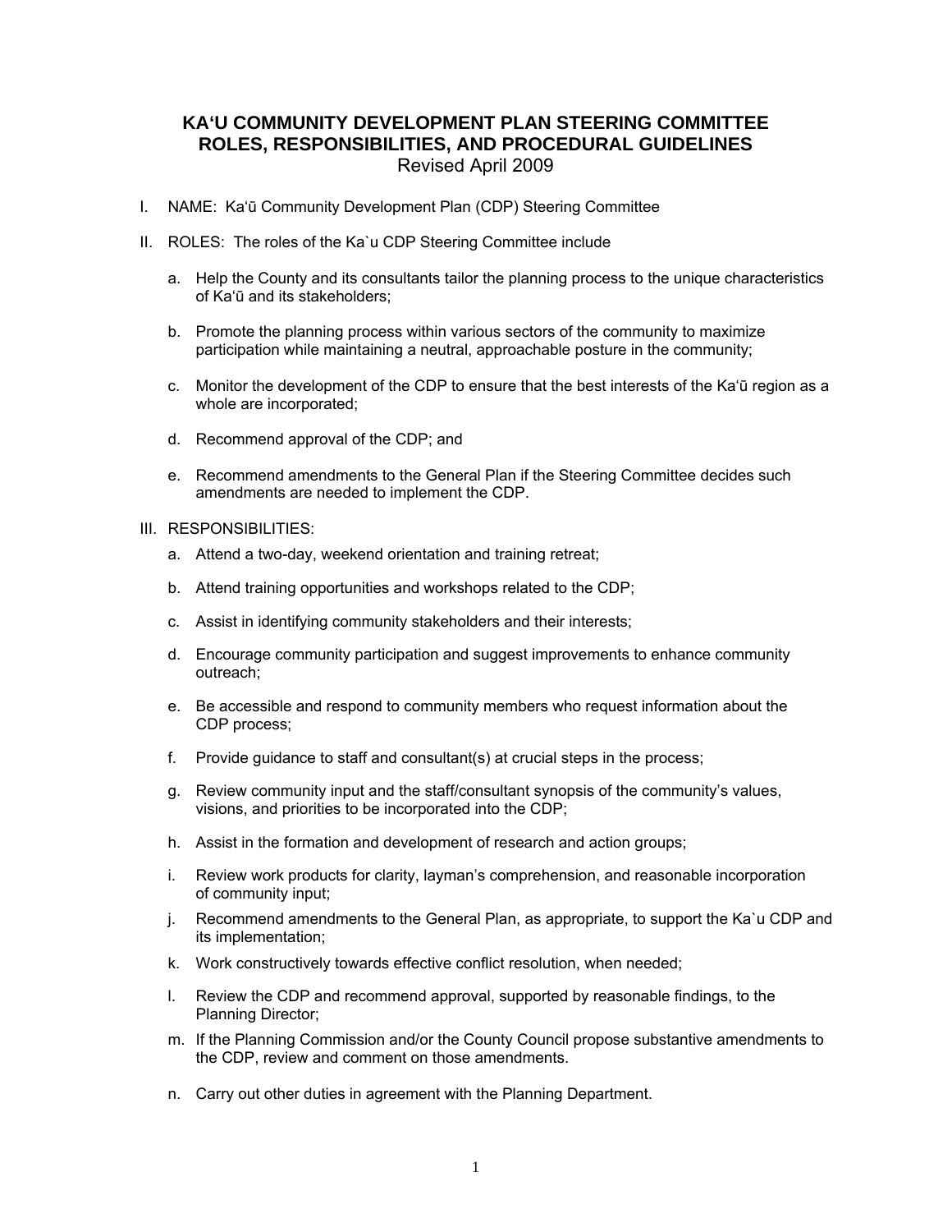# KAʻU COMMUNITY DEVELOPMENT PLAN STEERING COMMITTEE ROLES, RESPONSIBILITIES, AND PROCEDURAL GUIDELINES

Revised April 2009

I. NAME: Kaʻū Community Development Plan (CDP) Steering Committee

II. ROLES: The roles of the Ka`u CDP Steering Committee include

   a. Help the County and its consultants tailor the planning process to the unique characteristics of Kaʻū and its stakeholders;

   b. Promote the planning process within various sectors of the community to maximize participation while maintaining a neutral, approachable posture in the community;

   c. Monitor the development of the CDP to ensure that the best interests of the Kaʻū region as a whole are incorporated;

   d. Recommend approval of the CDP; and

   e. Recommend amendments to the General Plan if the Steering Committee decides such amendments are needed to implement the CDP.

III. RESPONSIBILITIES:

   a. Attend a two-day, weekend orientation and training retreat;

   b. Attend training opportunities and workshops related to the CDP;

   c. Assist in identifying community stakeholders and their interests;

   d. Encourage community participation and suggest improvements to enhance community outreach;

   e. Be accessible and respond to community members who request information about the CDP process;

   f. Provide guidance to staff and consultant(s) at crucial steps in the process;

   g. Review community input and the staff/consultant synopsis of the community's values, visions, and priorities to be incorporated into the CDP;

   h. Assist in the formation and development of research and action groups;

   i. Review work products for clarity, layman's comprehension, and reasonable incorporation of community input;

   j. Recommend amendments to the General Plan, as appropriate, to support the Ka`u CDP and its implementation;

   k. Work constructively towards effective conflict resolution, when needed;

   l. Review the CDP and recommend approval, supported by reasonable findings, to the Planning Director;

   m. If the Planning Commission and/or the County Council propose substantive amendments to the CDP, review and comment on those amendments.

   n. Carry out other duties in agreement with the Planning Department.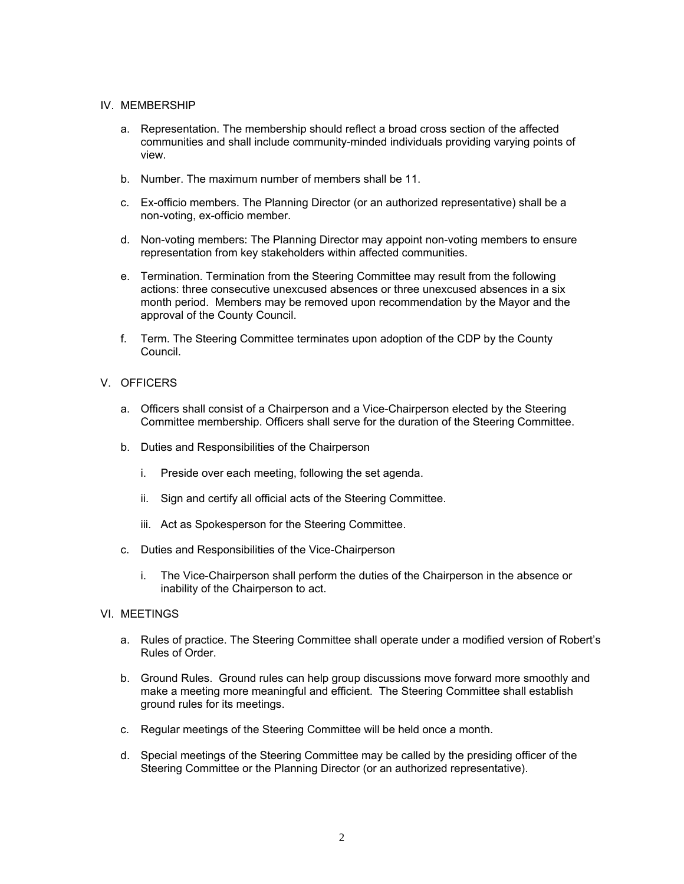## IV. MEMBERSHIP

a. Representation. The membership should reflect a broad cross section of the affected communities and shall include community-minded individuals providing varying points of view.

b. Number. The maximum number of members shall be 11.

c. Ex-officio members. The Planning Director (or an authorized representative) shall be a non-voting, ex-officio member.

d. Non-voting members: The Planning Director may appoint non-voting members to ensure representation from key stakeholders within affected communities.

e. Termination. Termination from the Steering Committee may result from the following actions: three consecutive unexcused absences or three unexcused absences in a six month period. Members may be removed upon recommendation by the Mayor and the approval of the County Council.

f. Term. The Steering Committee terminates upon adoption of the CDP by the County Council.

## V. OFFICERS

a. Officers shall consist of a Chairperson and a Vice-Chairperson elected by the Steering Committee membership. Officers shall serve for the duration of the Steering Committee.

b. Duties and Responsibilities of the Chairperson

   i. Preside over each meeting, following the set agenda.

   ii. Sign and certify all official acts of the Steering Committee.

   iii. Act as Spokesperson for the Steering Committee.

c. Duties and Responsibilities of the Vice-Chairperson

   i. The Vice-Chairperson shall perform the duties of the Chairperson in the absence or inability of the Chairperson to act.

## VI. MEETINGS

a. Rules of practice. The Steering Committee shall operate under a modified version of Robert's Rules of Order.

b. Ground Rules. Ground rules can help group discussions move forward more smoothly and make a meeting more meaningful and efficient. The Steering Committee shall establish ground rules for its meetings.

c. Regular meetings of the Steering Committee will be held once a month.

d. Special meetings of the Steering Committee may be called by the presiding officer of the Steering Committee or the Planning Director (or an authorized representative).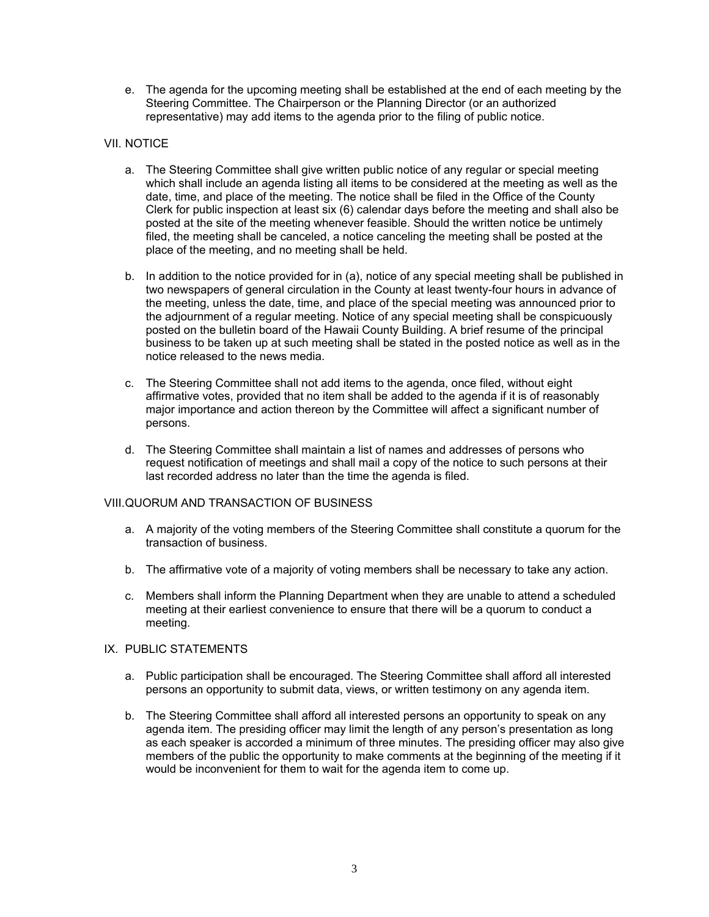e. The agenda for the upcoming meeting shall be established at the end of each meeting by the Steering Committee. The Chairperson or the Planning Director (or an authorized representative) may add items to the agenda prior to the filing of public notice.

## VII. NOTICE

a. The Steering Committee shall give written public notice of any regular or special meeting which shall include an agenda listing all items to be considered at the meeting as well as the date, time, and place of the meeting. The notice shall be filed in the Office of the County Clerk for public inspection at least six (6) calendar days before the meeting and shall also be posted at the site of the meeting whenever feasible. Should the written notice be untimely filed, the meeting shall be canceled, a notice canceling the meeting shall be posted at the place of the meeting, and no meeting shall be held.

b. In addition to the notice provided for in (a), notice of any special meeting shall be published in two newspapers of general circulation in the County at least twenty-four hours in advance of the meeting, unless the date, time, and place of the special meeting was announced prior to the adjournment of a regular meeting. Notice of any special meeting shall be conspicuously posted on the bulletin board of the Hawaii County Building. A brief resume of the principal business to be taken up at such meeting shall be stated in the posted notice as well as in the notice released to the news media.

c. The Steering Committee shall not add items to the agenda, once filed, without eight affirmative votes, provided that no item shall be added to the agenda if it is of reasonably major importance and action thereon by the Committee will affect a significant number of persons.

d. The Steering Committee shall maintain a list of names and addresses of persons who request notification of meetings and shall mail a copy of the notice to such persons at their last recorded address no later than the time the agenda is filed.

## VIII. QUORUM AND TRANSACTION OF BUSINESS

a. A majority of the voting members of the Steering Committee shall constitute a quorum for the transaction of business.

b. The affirmative vote of a majority of voting members shall be necessary to take any action.

c. Members shall inform the Planning Department when they are unable to attend a scheduled meeting at their earliest convenience to ensure that there will be a quorum to conduct a meeting.

## IX. PUBLIC STATEMENTS

a. Public participation shall be encouraged. The Steering Committee shall afford all interested persons an opportunity to submit data, views, or written testimony on any agenda item.

b. The Steering Committee shall afford all interested persons an opportunity to speak on any agenda item. The presiding officer may limit the length of any person's presentation as long as each speaker is accorded a minimum of three minutes. The presiding officer may also give members of the public the opportunity to make comments at the beginning of the meeting if it would be inconvenient for them to wait for the agenda item to come up.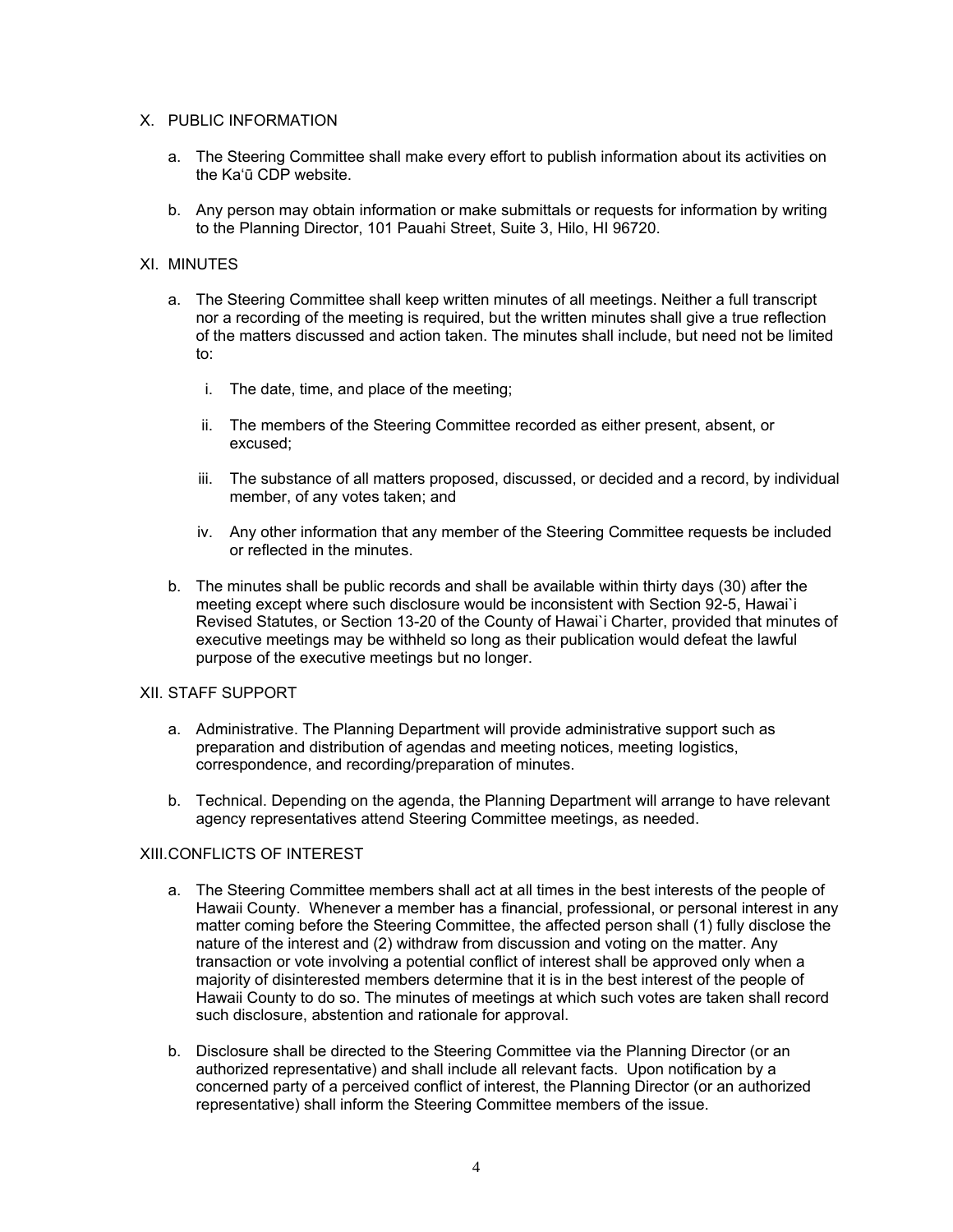## X. PUBLIC INFORMATION

a. The Steering Committee shall make every effort to publish information about its activities on the Kaʻū CDP website.

b. Any person may obtain information or make submittals or requests for information by writing to the Planning Director, 101 Pauahi Street, Suite 3, Hilo, HI 96720.

## XI. MINUTES

a. The Steering Committee shall keep written minutes of all meetings. Neither a full transcript nor a recording of the meeting is required, but the written minutes shall give a true reflection of the matters discussed and action taken. The minutes shall include, but need not be limited to:

   i. The date, time, and place of the meeting;

   ii. The members of the Steering Committee recorded as either present, absent, or excused;

   iii. The substance of all matters proposed, discussed, or decided and a record, by individual member, of any votes taken; and

   iv. Any other information that any member of the Steering Committee requests be included or reflected in the minutes.

b. The minutes shall be public records and shall be available within thirty days (30) after the meeting except where such disclosure would be inconsistent with Section 92-5, Hawai`i Revised Statutes, or Section 13-20 of the County of Hawai`i Charter, provided that minutes of executive meetings may be withheld so long as their publication would defeat the lawful purpose of the executive meetings but no longer.

## XII. STAFF SUPPORT

a. Administrative. The Planning Department will provide administrative support such as preparation and distribution of agendas and meeting notices, meeting logistics, correspondence, and recording/preparation of minutes.

b. Technical. Depending on the agenda, the Planning Department will arrange to have relevant agency representatives attend Steering Committee meetings, as needed.

## XIII. CONFLICTS OF INTEREST

a. The Steering Committee members shall act at all times in the best interests of the people of Hawaii County. Whenever a member has a financial, professional, or personal interest in any matter coming before the Steering Committee, the affected person shall (1) fully disclose the nature of the interest and (2) withdraw from discussion and voting on the matter. Any transaction or vote involving a potential conflict of interest shall be approved only when a majority of disinterested members determine that it is in the best interest of the people of Hawaii County to do so. The minutes of meetings at which such votes are taken shall record such disclosure, abstention and rationale for approval.

b. Disclosure shall be directed to the Steering Committee via the Planning Director (or an authorized representative) and shall include all relevant facts. Upon notification by a concerned party of a perceived conflict of interest, the Planning Director (or an authorized representative) shall inform the Steering Committee members of the issue.